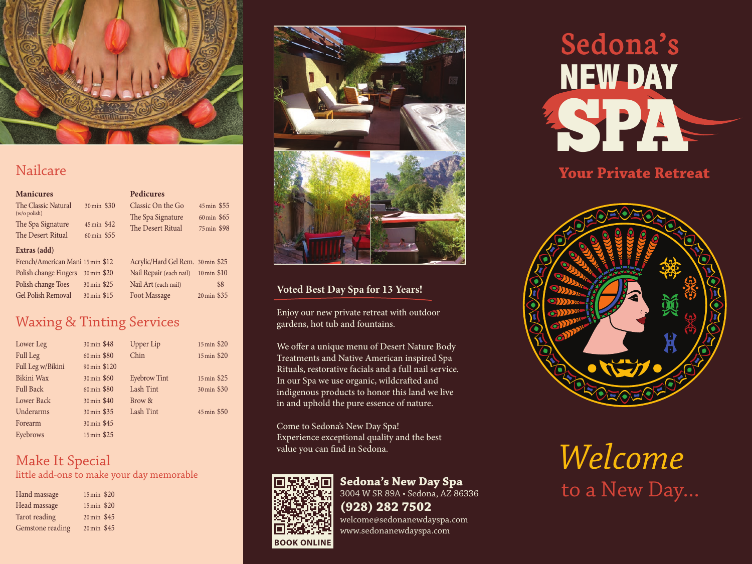## Nailcare

### Manicures

| Service | Time | Price |
|---|---|---|
| The Classic Natural (w/o polish) | 30 min | $30 |
| The Spa Signature | 45 min | $42 |
| The Desert Ritual | 60 min | $55 |

### Pedicures

| Service | Time | Price |
|---|---|---|
| Classic On the Go | 45 min | $55 |
| The Spa Signature | 60 min | $65 |
| The Desert Ritual | 75 min | $98 |

### Extras (add)

| Service | Time | Price |
|---|---|---|
| French/American Mani | 15 min | $12 |
| Polish change Fingers | 30 min | $20 |
| Polish change Toes | 30 min | $25 |
| Gel Polish Removal | 30 min | $15 |
| Acrylic/Hard Gel Rem. | 30 min | $25 |
| Nail Repair (each nail) | 10 min | $10 |
| Nail Art (each nail) | | $8 |
| Foot Massage | 20 min | $35 |

## Waxing & Tinting Services

| Service | Time | Price |
|---|---|---|
| Lower Leg | 30 min | $48 |
| Full Leg | 60 min | $80 |
| Full Leg w/Bikini | 90 min | $120 |
| Bikini Wax | 30 min | $60 |
| Full Back | 60 min | $80 |
| Lower Back | 30 min | $40 |
| Underarms | 30 min | $35 |
| Forearm | 30 min | $45 |
| Eyebrows | 15 min | $25 |
| Upper Lip | 15 min | $20 |
| Chin | 15 min | $20 |
| Eyebrow Tint | 15 min | $25 |
| Lash Tint | 30 min | $30 |
| Brow & Lash Tint | 45 min | $50 |

## Make It Special

little add-ons to make your day memorable

| Service | Time | Price |
|---|---|---|
| Hand massage | 15 min | $20 |
| Head massage | 15 min | $20 |
| Tarot reading | 20 min | $45 |
| Gemstone reading | 20 min | $45 |

### Voted Best Day Spa for 13 Years!

Enjoy our new private retreat with outdoor gardens, hot tub and fountains.

We offer a unique menu of Desert Nature Body Treatments and Native American inspired Spa Rituals, restorative facials and a full nail service. In our Spa we use organic, wildcrafted and indigenous products to honor this land we live in and uphold the pure essence of nature.

Come to Sedona's New Day Spa!
Experience exceptional quality and the best value you can find in Sedona.

BOOK ONLINE

**Sedona's New Day Spa**
3004 W SR 89A • Sedona, AZ 86336
**(928) 282 7502**
welcome@sedonanewdayspa.com
www.sedonanewdayspa.com

# Sedona's NEW DAY SPA

**Your Private Retreat**

*Welcome*
to a New Day...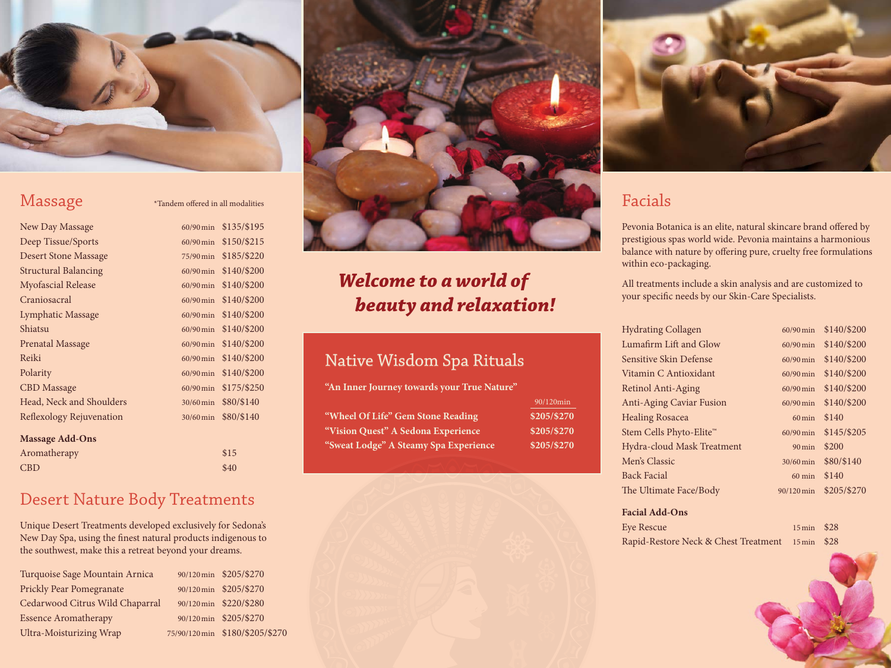## Massage

*Tandem offered in all modalities

| | | |
|---|---|---|
| New Day Massage | 60/90 min | $135/$195 |
| Deep Tissue/Sports | 60/90 min | $150/$215 |
| Desert Stone Massage | 75/90 min | $185/$220 |
| Structural Balancing | 60/90 min | $140/$200 |
| Myofascial Release | 60/90 min | $140/$200 |
| Craniosacral | 60/90 min | $140/$200 |
| Lymphatic Massage | 60/90 min | $140/$200 |
| Shiatsu | 60/90 min | $140/$200 |
| Prenatal Massage | 60/90 min | $140/$200 |
| Reiki | 60/90 min | $140/$200 |
| Polarity | 60/90 min | $140/$200 |
| CBD Massage | 60/90 min | $175/$250 |
| Head, Neck and Shoulders | 30/60 min | $80/$140 |
| Reflexology Rejuvenation | 30/60 min | $80/$140 |

**Massage Add-Ons**

| | |
|---|---|
| Aromatherapy | $15 |
| CBD | $40 |

## Desert Nature Body Treatments

Unique Desert Treatments developed exclusively for Sedona's New Day Spa, using the finest natural products indigenous to the southwest, make this a retreat beyond your dreams.

| | | |
|---|---|---|
| Turquoise Sage Mountain Arnica | 90/120 min | $205/$270 |
| Prickly Pear Pomegranate | 90/120 min | $205/$270 |
| Cedarwood Citrus Wild Chaparral | 90/120 min | $220/$280 |
| Essence Aromatherapy | 90/120 min | $205/$270 |
| Ultra-Moisturizing Wrap | 75/90/120 min | $180/$205/$270 |

***Welcome to a world of beauty and relaxation!***

## Native Wisdom Spa Rituals

**"An Inner Journey towards your True Nature"**

| | 90/120min |
|---|---|
| **"Wheel Of Life" Gem Stone Reading** | **$205/$270** |
| **"Vision Quest" A Sedona Experience** | **$205/$270** |
| **"Sweat Lodge" A Steamy Spa Experience** | **$205/$270** |

## Facials

Pevonia Botanica is an elite, natural skincare brand offered by prestigious spas world wide. Pevonia maintains a harmonious balance with nature by offering pure, cruelty free formulations within eco-packaging.

All treatments include a skin analysis and are customized to your specific needs by our Skin-Care Specialists.

| | | |
|---|---|---|
| Hydrating Collagen | 60/90 min | $140/$200 |
| Lumafirm Lift and Glow | 60/90 min | $140/$200 |
| Sensitive Skin Defense | 60/90 min | $140/$200 |
| Vitamin C Antioxidant | 60/90 min | $140/$200 |
| Retinol Anti-Aging | 60/90 min | $140/$200 |
| Anti-Aging Caviar Fusion | 60/90 min | $140/$200 |
| Healing Rosacea | 60 min | $140 |
| Stem Cells Phyto-Elite™ | 60/90 min | $145/$205 |
| Hydra-cloud Mask Treatment | 90 min | $200 |
| Men's Classic | 30/60 min | $80/$140 |
| Back Facial | 60 min | $140 |
| The Ultimate Face/Body | 90/120 min | $205/$270 |

**Facial Add-Ons**

| | | |
|---|---|---|
| Eye Rescue | 15 min | $28 |
| Rapid-Restore Neck & Chest Treatment | 15 min | $28 |